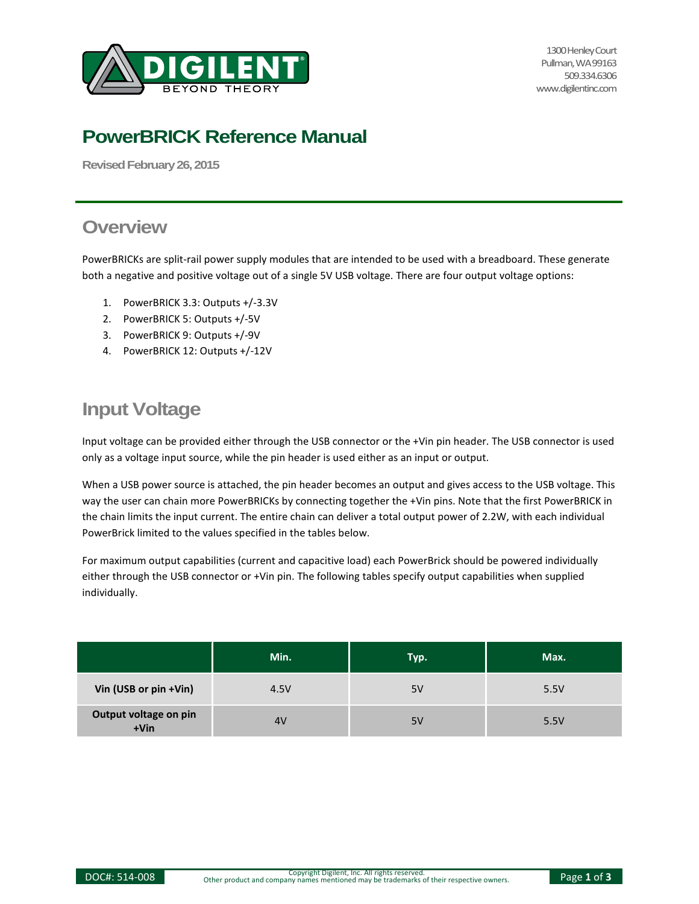# PowerBRICK Reference Manual

Revised February 26, 2015

## Overview

PowerBRICKs are split-rail power supply modules that are intended to be used with a breadboard. These generate both a negative and positive voltage out of a single 5V USB voltage. There are four output voltage options:

1. PowerBRICK 3.3: Outputs +/-3.3V
2. PowerBRICK 5: Outputs +/-5V
3. PowerBRICK 9: Outputs +/-9V
4. PowerBRICK 12: Outputs +/-12V

## Input Voltage

Input voltage can be provided either through the USB connector or the +Vin pin header. The USB connector is used only as a voltage input source, while the pin header is used either as an input or output.

When a USB power source is attached, the pin header becomes an output and gives access to the USB voltage. This way the user can chain more PowerBRICKs by connecting together the +Vin pins. Note that the first PowerBRICK in the chain limits the input current. The entire chain can deliver a total output power of 2.2W, with each individual PowerBrick limited to the values specified in the tables below.

For maximum output capabilities (current and capacitive load) each PowerBrick should be powered individually either through the USB connector or +Vin pin. The following tables specify output capabilities when supplied individually.

| | Min. | Typ. | Max. |
|---|---|---|---|
| **Vin (USB or pin +Vin)** | 4.5V | 5V | 5.5V |
| **Output voltage on pin +Vin** | 4V | 5V | 5.5V |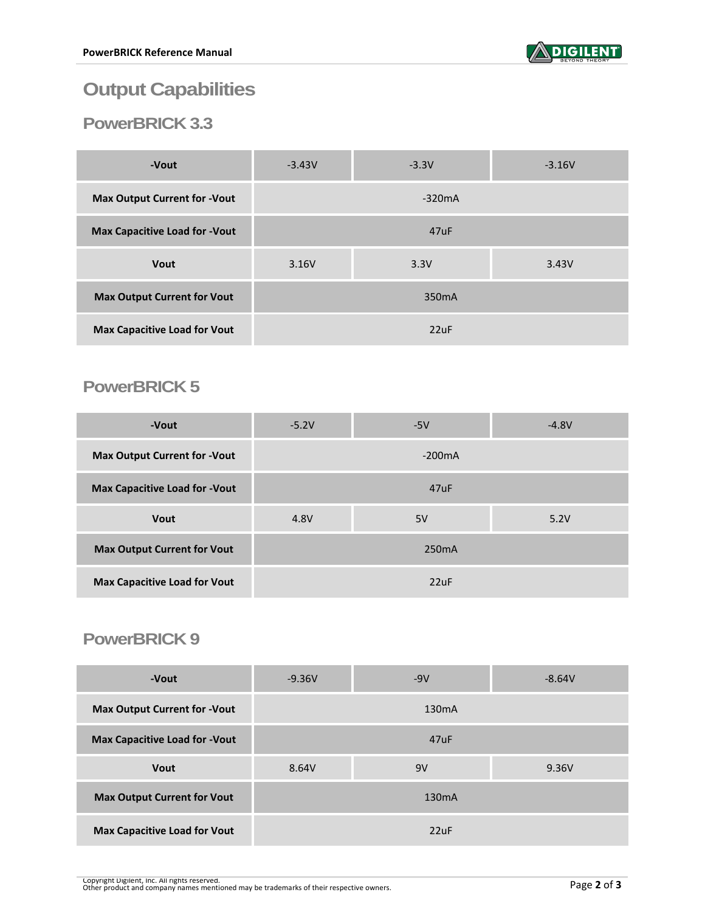# Output Capabilities

## PowerBRICK 3.3

| -Vout | -3.43V | -3.3V | -3.16V |
|---|---|---|---|
| Max Output Current for -Vout | -320mA | | |
| Max Capacitive Load for -Vout | 47uF | | |
| Vout | 3.16V | 3.3V | 3.43V |
| Max Output Current for Vout | 350mA | | |
| Max Capacitive Load for Vout | 22uF | | |

## PowerBRICK 5

| -Vout | -5.2V | -5V | -4.8V |
|---|---|---|---|
| Max Output Current for -Vout | -200mA | | |
| Max Capacitive Load for -Vout | 47uF | | |
| Vout | 4.8V | 5V | 5.2V |
| Max Output Current for Vout | 250mA | | |
| Max Capacitive Load for Vout | 22uF | | |

## PowerBRICK 9

| -Vout | -9.36V | -9V | -8.64V |
|---|---|---|---|
| Max Output Current for -Vout | 130mA | | |
| Max Capacitive Load for -Vout | 47uF | | |
| Vout | 8.64V | 9V | 9.36V |
| Max Output Current for Vout | 130mA | | |
| Max Capacitive Load for Vout | 22uF | | |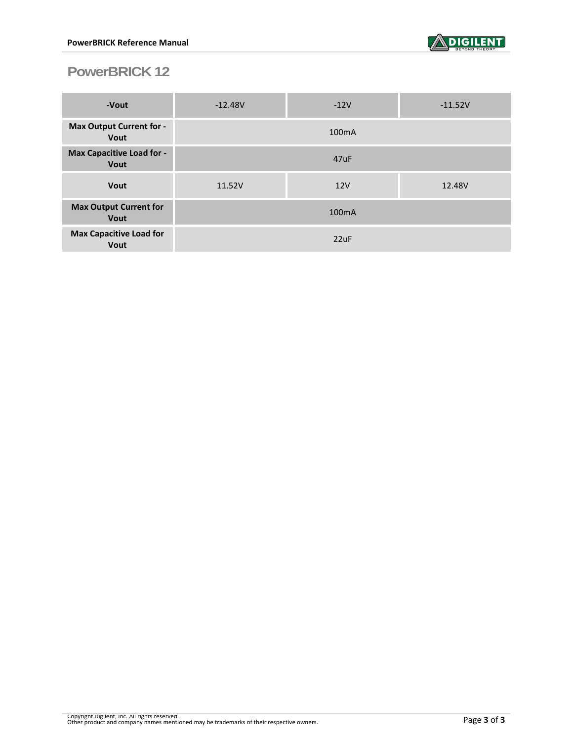## PowerBRICK 12

| | | | |
|---|---|---|---|
| **-Vout** | -12.48V | -12V | -11.52V |
| **Max Output Current for -Vout** | 100mA | | |
| **Max Capacitive Load for -Vout** | 47uF | | |
| **Vout** | 11.52V | 12V | 12.48V |
| **Max Output Current for Vout** | 100mA | | |
| **Max Capacitive Load for Vout** | 22uF | | |

Copyright Digilent, Inc. All rights reserved.
Other product and company names mentioned may be trademarks of their respective owners.